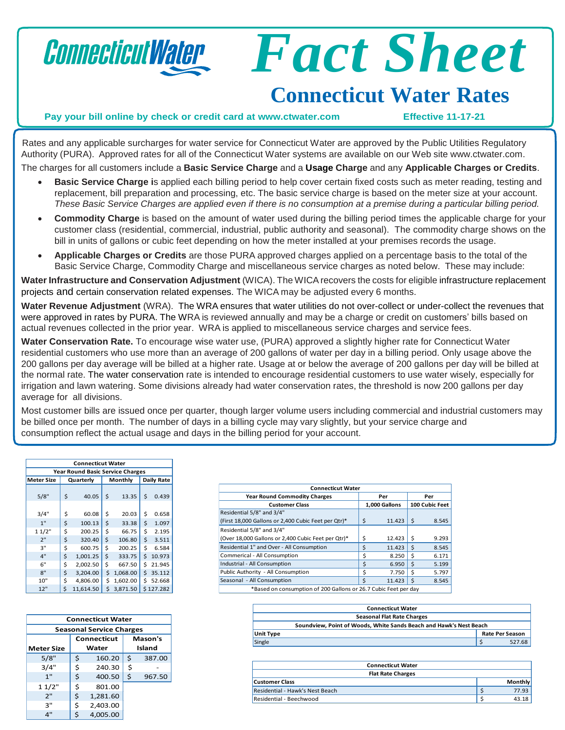# Fact Sheet

## Connecticut Water Rates

**Pay your bill online by check or credit card at www.ctwater.com** **Effective 11-17-21**

Rates and any applicable surcharges for water service for Connecticut Water are approved by the Public Utilities Regulatory Authority (PURA). Approved rates for all of the Connecticut Water systems are available on our Web site www.ctwater.com.

The charges for all customers include a **Basic Service Charge** and a **Usage Charge** and any **Applicable Charges or Credits**.

- **Basic Service Charge i**s applied each billing period to help cover certain fixed costs such as meter reading, testing and replacement, bill preparation and processing, etc. The basic service charge is based on the meter size at your account. *These Basic Service Charges are applied even if there is no consumption at a premise during a particular billing period.*
- **Commodity Charge** is based on the amount of water used during the billing period times the applicable charge for your customer class (residential, commercial, industrial, public authority and seasonal). The commodity charge shows on the bill in units of gallons or cubic feet depending on how the meter installed at your premises records the usage.
- **Applicable Charges or Credits** are those PURA approved charges applied on a percentage basis to the total of the Basic Service Charge, Commodity Charge and miscellaneous service charges as noted below. These may include:

**Water Infrastructure and Conservation Adjustment** (WICA). The WICA recovers the costs for eligible infrastructure replacement projects and certain conservation related expenses. The WICA may be adjusted every 6 months.

**Water Revenue Adjustment** (WRA). The WRA ensures that water utilities do not over-collect or under-collect the revenues that were approved in rates by PURA. The WRA is reviewed annually and may be a charge or credit on customers' bills based on actual revenues collected in the prior year. WRA is applied to miscellaneous service charges and service fees.

**Water Conservation Rate.** To encourage wise water use, (PURA) approved a slightly higher rate for Connecticut Water residential customers who use more than an average of 200 gallons of water per day in a billing period. Only usage above the 200 gallons per day average will be billed at a higher rate. Usage at or below the average of 200 gallons per day will be billed at the normal rate. The water conservation rate is intended to encourage residential customers to use water wisely, especially for irrigation and lawn watering. Some divisions already had water conservation rates, the threshold is now 200 gallons per day average for all divisions.

Most customer bills are issued once per quarter, though larger volume users including commercial and industrial customers may be billed once per month. The number of days in a billing cycle may vary slightly, but your service charge and consumption reflect the actual usage and days in the billing period for your account.

| Connecticut Water | | | |
|---|---|---|---|
| **Year Round Basic Service Charges** | | | |
| **Meter Size** | **Quarterly** | **Monthly** | **Daily Rate** |
| 5/8" | $ 40.05 | $ 13.35 | $ 0.439 |
| 3/4" | $ 60.08 | $ 20.03 | $ 0.658 |
| 1" | $ 100.13 | $ 33.38 | $ 1.097 |
| 1 1/2" | $ 200.25 | $ 66.75 | $ 2.195 |
| 2" | $ 320.40 | $ 106.80 | $ 3.511 |
| 3" | $ 600.75 | $ 200.25 | $ 6.584 |
| 4" | $ 1,001.25 | $ 333.75 | $ 10.973 |
| 6" | $ 2,002.50 | $ 667.50 | $ 21.945 |
| 8" | $ 3,204.00 | $ 1,068.00 | $ 35.112 |
| 10" | $ 4,806.00 | $ 1,602.00 | $ 52.668 |
| 12" | $ 11,614.50 | $ 3,871.50 | $ 127.282 |

| Connecticut Water | | |
|---|---|---|
| **Year Round Commodity Charges** | **Per** | **Per** |
| **Customer Class** | **1,000 Gallons** | **100 Cubic Feet** |
| Residential 5/8" and 3/4" (First 18,000 Gallons or 2,400 Cubic Feet per Qtr)* | $ 11.423 | $ 8.545 |
| Residential 5/8" and 3/4" (Over 18,000 Gallons or 2,400 Cubic Feet per Qtr)* | $ 12.423 | $ 9.293 |
| Residential 1" and Over - All Consumption | $ 11.423 | $ 8.545 |
| Commerical - All Consumption | $ 8.250 | $ 6.171 |
| Industrial - All Consumption | $ 6.950 | $ 5.199 |
| Public Authority - All Consumption | $ 7.750 | $ 5.797 |
| Seasonal - All Consumption | $ 11.423 | $ 8.545 |

*Based on consumption of 200 Gallons or 26.7 Cubic Feet per day

| Connecticut Water | | |
|---|---|---|
| **Seasonal Service Charges** | | |
| **Meter Size** | **Connecticut Water** | **Mason's Island** |
| 5/8" | $ 160.20 | $ 387.00 |
| 3/4" | $ 240.30 | $ - |
| 1" | $ 400.50 | $ 967.50 |
| 1 1/2" | $ 801.00 | |
| 2" | $ 1,281.60 | |
| 3" | $ 2,403.00 | |
| 4" | $ 4,005.00 | |

| Connecticut Water | |
|---|---|
| **Seasonal Flat Rate Charges** | |
| **Soundview, Point of Woods, White Sands Beach and Hawk's Nest Beach** | |
| **Unit Type** | **Rate Per Season** |
| Single | $ 527.68 |

| Connecticut Water | |
|---|---|
| **Flat Rate Charges** | |
| **Customer Class** | **Monthly** |
| Residential - Hawk's Nest Beach | $ 77.93 |
| Residential - Beechwood | $ 43.18 |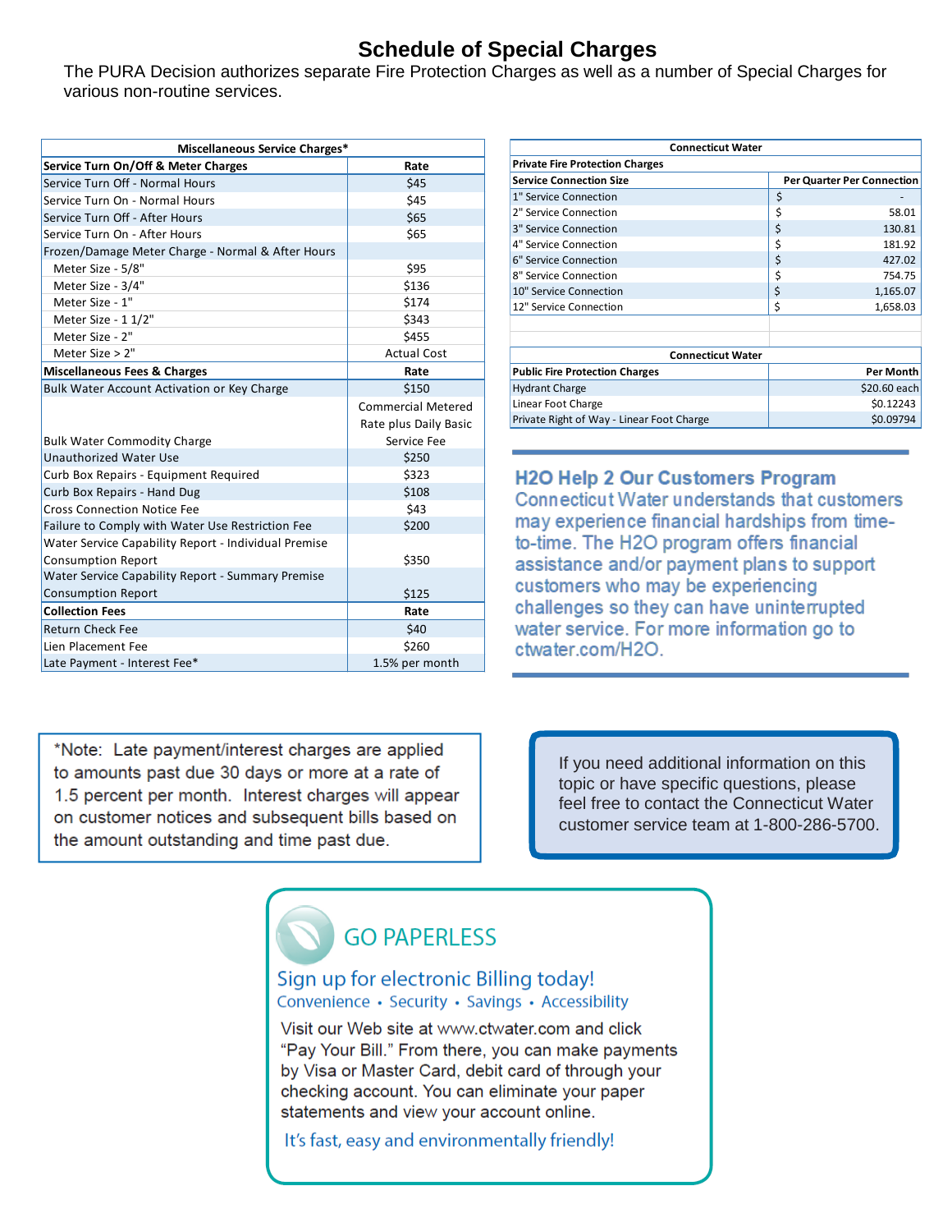# Schedule of Special Charges

The PURA Decision authorizes separate Fire Protection Charges as well as a number of Special Charges for various non-routine services.

| Miscellaneous Service Charges* | |
|---|---|
| **Service Turn On/Off & Meter Charges** | **Rate** |
| Service Turn Off - Normal Hours | $45 |
| Service Turn On - Normal Hours | $45 |
| Service Turn Off - After Hours | $65 |
| Service Turn On - After Hours | $65 |
| Frozen/Damage Meter Charge - Normal & After Hours | |
| Meter Size - 5/8" | $95 |
| Meter Size - 3/4" | $136 |
| Meter Size - 1" | $174 |
| Meter Size - 1 1/2" | $343 |
| Meter Size - 2" | $455 |
| Meter Size > 2" | Actual Cost |
| **Miscellaneous Fees & Charges** | **Rate** |
| Bulk Water Account Activation or Key Charge | $150 |
| Bulk Water Commodity Charge | Commercial Metered Rate plus Daily Basic Service Fee |
| Unauthorized Water Use | $250 |
| Curb Box Repairs - Equipment Required | $323 |
| Curb Box Repairs - Hand Dug | $108 |
| Cross Connection Notice Fee | $43 |
| Failure to Comply with Water Use Restriction Fee | $200 |
| Water Service Capability Report - Individual Premise Consumption Report | $350 |
| Water Service Capability Report - Summary Premise Consumption Report | $125 |
| **Collection Fees** | **Rate** |
| Return Check Fee | $40 |
| Lien Placement Fee | $260 |
| Late Payment - Interest Fee* | 1.5% per month |

| Connecticut Water | |
|---|---|
| **Private Fire Protection Charges** | |
| **Service Connection Size** | **Per Quarter Per Connection** |
| 1" Service Connection | $ - |
| 2" Service Connection | $ 58.01 |
| 3" Service Connection | $ 130.81 |
| 4" Service Connection | $ 181.92 |
| 6" Service Connection | $ 427.02 |
| 8" Service Connection | $ 754.75 |
| 10" Service Connection | $ 1,165.07 |
| 12" Service Connection | $ 1,658.03 |

| Connecticut Water | |
|---|---|
| **Public Fire Protection Charges** | **Per Month** |
| Hydrant Charge | $20.60 each |
| Linear Foot Charge | $0.12243 |
| Private Right of Way - Linear Foot Charge | $0.09794 |

## H2O Help 2 Our Customers Program

Connecticut Water understands that customers may experience financial hardships from time-to-time. The H2O program offers financial assistance and/or payment plans to support customers who may be experiencing challenges so they can have uninterrupted water service. For more information go to ctwater.com/H2O.

*Note: Late payment/interest charges are applied to amounts past due 30 days or more at a rate of 1.5 percent per month. Interest charges will appear on customer notices and subsequent bills based on the amount outstanding and time past due.

If you need additional information on this topic or have specific questions, please feel free to contact the Connecticut Water customer service team at 1-800-286-5700.

## GO PAPERLESS

### Sign up for electronic Billing today!

Convenience • Security • Savings • Accessibility

Visit our Web site at www.ctwater.com and click "Pay Your Bill." From there, you can make payments by Visa or Master Card, debit card of through your checking account. You can eliminate your paper statements and view your account online.

It's fast, easy and environmentally friendly!